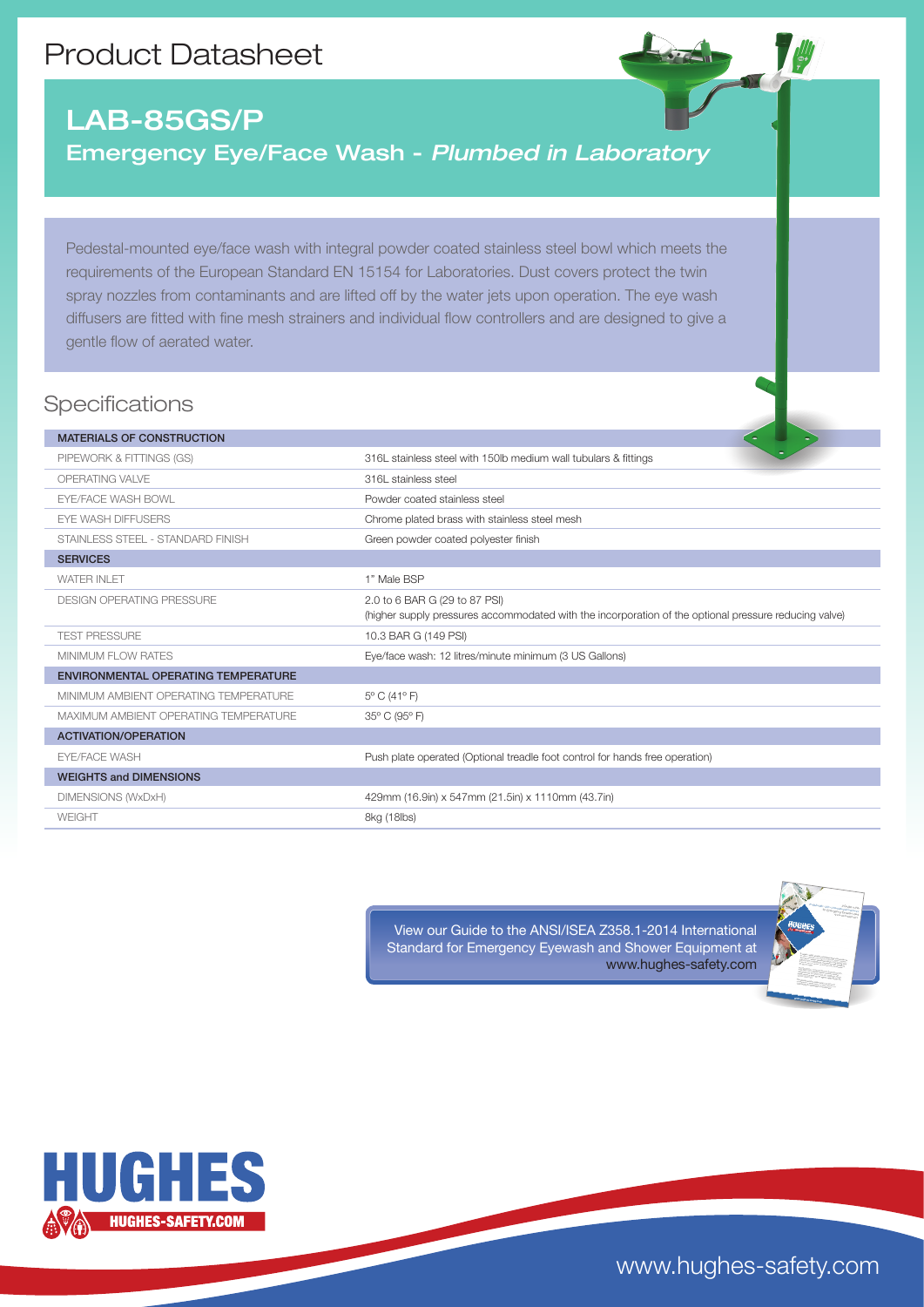# Product Datasheet

## LAB-85GS/P

### Emergency Eye/Face Wash - *Plumbed in Laboratory*

Pedestal-mounted eye/face wash with integral powder coated stainless steel bowl which meets the requirements of the European Standard EN 15154 for Laboratories. Dust covers protect the twin spray nozzles from contaminants and are lifted off by the water jets upon operation. The eye wash diffusers are fitted with fine mesh strainers and individual flow controllers and are designed to give a gentle flow of aerated water.

## Specifications

| MATERIALS OF CONSTRUCTION | |
|---|---|
| PIPEWORK & FITTINGS (GS) | 316L stainless steel with 150lb medium wall tubulars & fittings |
| OPERATING VALVE | 316L stainless steel |
| EYE/FACE WASH BOWL | Powder coated stainless steel |
| EYE WASH DIFFUSERS | Chrome plated brass with stainless steel mesh |
| STAINLESS STEEL - STANDARD FINISH | Green powder coated polyester finish |
| **SERVICES** | |
| WATER INLET | 1" Male BSP |
| DESIGN OPERATING PRESSURE | 2.0 to 6 BAR G (29 to 87 PSI) (higher supply pressures accommodated with the incorporation of the optional pressure reducing valve) |
| TEST PRESSURE | 10.3 BAR G (149 PSI) |
| MINIMUM FLOW RATES | Eye/face wash: 12 litres/minute minimum (3 US Gallons) |
| **ENVIRONMENTAL OPERATING TEMPERATURE** | |
| MINIMUM AMBIENT OPERATING TEMPERATURE | 5° C (41° F) |
| MAXIMUM AMBIENT OPERATING TEMPERATURE | 35° C (95° F) |
| **ACTIVATION/OPERATION** | |
| EYE/FACE WASH | Push plate operated (Optional treadle foot control for hands free operation) |
| **WEIGHTS and DIMENSIONS** | |
| DIMENSIONS (WxDxH) | 429mm (16.9in) x 547mm (21.5in) x 1110mm (43.7in) |
| WEIGHT | 8kg (18lbs) |

View our Guide to the ANSI/ISEA Z358.1-2014 International Standard for Emergency Eyewash and Shower Equipment at www.hughes-safety.com

HUGHES
HUGHES-SAFETY.COM

www.hughes-safety.com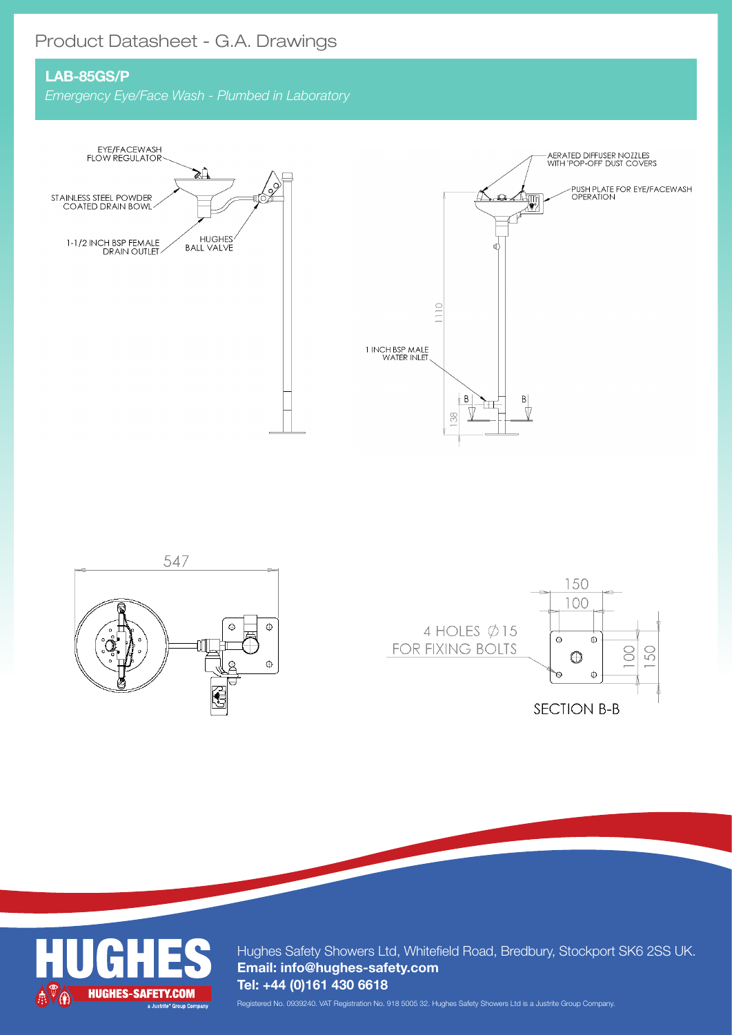# Product Datasheet - G.A. Drawings

## LAB-85GS/P

*Emergency Eye/Face Wash - Plumbed in Laboratory*

EYE/FACEWASH FLOW REGULATOR

STAINLESS STEEL POWDER COATED DRAIN BOWL

1-1/2 INCH BSP FEMALE DRAIN OUTLET

HUGHES BALL VALVE

AERATED DIFFUSER NOZZLES WITH 'POP-OFF' DUST COVERS

PUSH PLATE FOR EYE/FACEWASH OPERATION

1110

1 INCH BSP MALE WATER INLET

138

B

B

547

150

100

4 HOLES ∅15 FOR FIXING BOLTS

100

150

SECTION B-B

Hughes Safety Showers Ltd, Whitefield Road, Bredbury, Stockport SK6 2SS UK.

**Email: info@hughes-safety.com**

**Tel: +44 (0)161 430 6618**

Registered No. 0939240. VAT Registration No. 918 5005 32. Hughes Safety Showers Ltd is a Justrite Group Company.